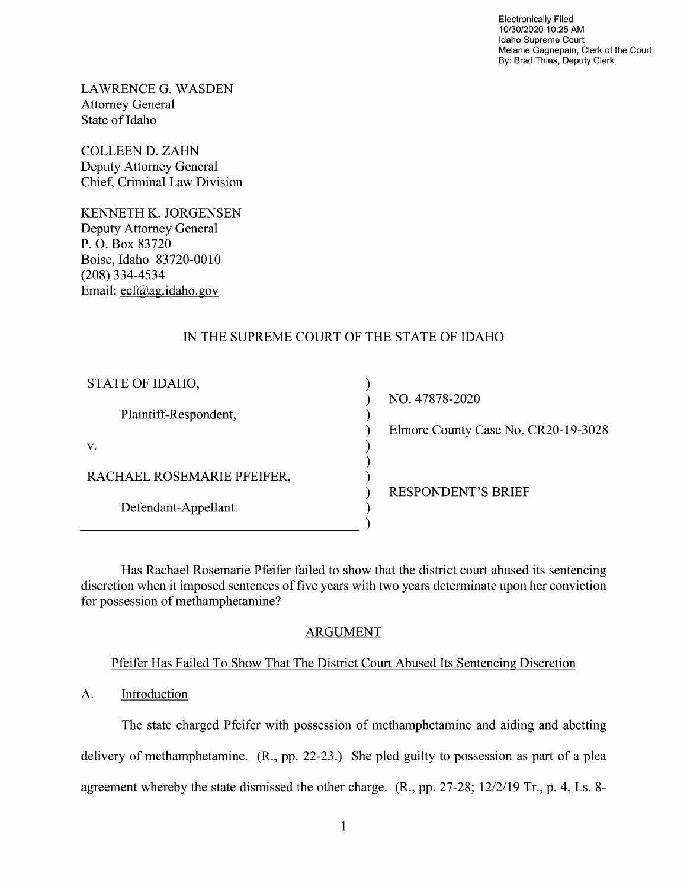Electronically Filed
10/30/2020 10:25 AM
Idaho Supreme Court
Melanie Gagnepain, Clerk of the Court
By: Brad Thies, Deputy Clerk

LAWRENCE G. WASDEN
Attorney General
State of Idaho

COLLEEN D. ZAHN
Deputy Attorney General
Chief, Criminal Law Division

KENNETH K. JORGENSEN
Deputy Attorney General
P. O. Box 83720
Boise, Idaho 83720-0010
(208) 334-4534
Email: ecf@ag.idaho.gov

IN THE SUPREME COURT OF THE STATE OF IDAHO

| | |
|---|---|
| STATE OF IDAHO, | NO. 47878-2020 |
| Plaintiff-Respondent, | Elmore County Case No. CR20-19-3028 |
| v. | |
| RACHAEL ROSEMARIE PFEIFER, | RESPONDENT'S BRIEF |
| Defendant-Appellant. | |

Has Rachael Rosemarie Pfeifer failed to show that the district court abused its sentencing discretion when it imposed sentences of five years with two years determinate upon her conviction for possession of methamphetamine?

## ARGUMENT

### Pfeifer Has Failed To Show That The District Court Abused Its Sentencing Discretion

A. Introduction

The state charged Pfeifer with possession of methamphetamine and aiding and abetting delivery of methamphetamine. (R., pp. 22-23.) She pled guilty to possession as part of a plea agreement whereby the state dismissed the other charge. (R., pp. 27-28; 12/2/19 Tr., p. 4, Ls. 8-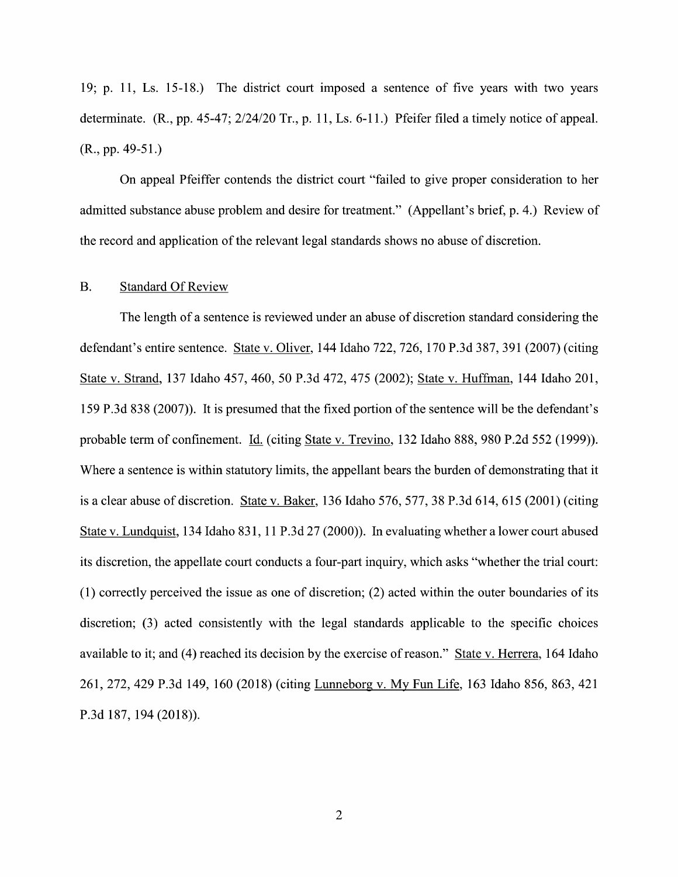19; p. 11, Ls. 15-18.) The district court imposed a sentence of five years with two years determinate. (R., pp. 45-47; 2/24/20 Tr., p. 11, Ls. 6-11.) Pfeifer filed a timely notice of appeal. (R., pp. 49-51.)

On appeal Pfeiffer contends the district court "failed to give proper consideration to her admitted substance abuse problem and desire for treatment." (Appellant's brief, p. 4.) Review of the record and application of the relevant legal standards shows no abuse of discretion.

## B. Standard Of Review

The length of a sentence is reviewed under an abuse of discretion standard considering the defendant's entire sentence. State v. Oliver, 144 Idaho 722, 726, 170 P.3d 387, 391 (2007) (citing State v. Strand, 137 Idaho 457, 460, 50 P.3d 472, 475 (2002); State v. Huffman, 144 Idaho 201, 159 P.3d 838 (2007)). It is presumed that the fixed portion of the sentence will be the defendant's probable term of confinement. Id. (citing State v. Trevino, 132 Idaho 888, 980 P.2d 552 (1999)). Where a sentence is within statutory limits, the appellant bears the burden of demonstrating that it is a clear abuse of discretion. State v. Baker, 136 Idaho 576, 577, 38 P.3d 614, 615 (2001) (citing State v. Lundquist, 134 Idaho 831, 11 P.3d 27 (2000)). In evaluating whether a lower court abused its discretion, the appellate court conducts a four-part inquiry, which asks "whether the trial court: (1) correctly perceived the issue as one of discretion; (2) acted within the outer boundaries of its discretion; (3) acted consistently with the legal standards applicable to the specific choices available to it; and (4) reached its decision by the exercise of reason." State v. Herrera, 164 Idaho 261, 272, 429 P.3d 149, 160 (2018) (citing Lunneborg v. My Fun Life, 163 Idaho 856, 863, 421 P.3d 187, 194 (2018)).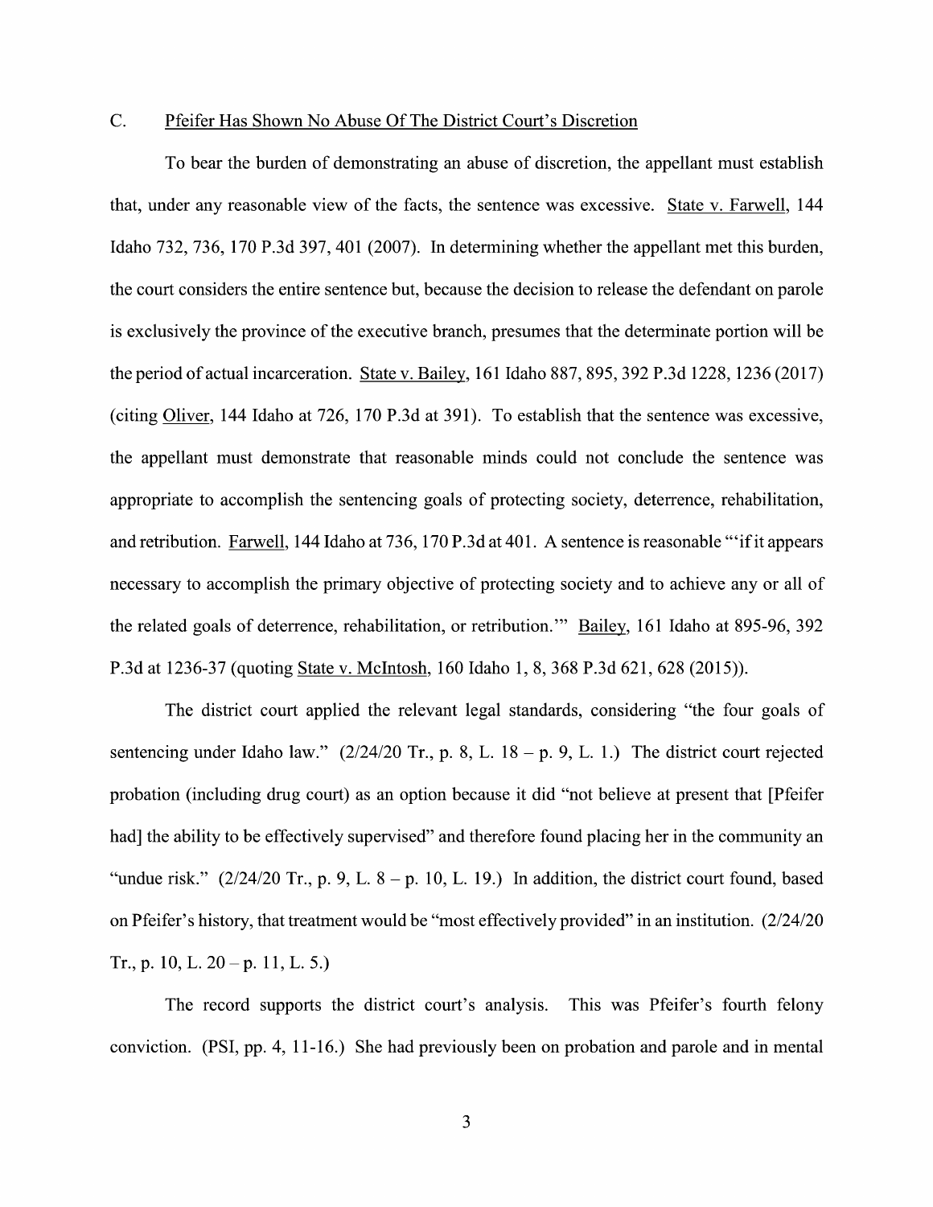### C. Pfeifer Has Shown No Abuse Of The District Court's Discretion

To bear the burden of demonstrating an abuse of discretion, the appellant must establish that, under any reasonable view of the facts, the sentence was excessive. State v. Farwell, 144 Idaho 732, 736, 170 P.3d 397, 401 (2007). In determining whether the appellant met this burden, the court considers the entire sentence but, because the decision to release the defendant on parole is exclusively the province of the executive branch, presumes that the determinate portion will be the period of actual incarceration. State v. Bailey, 161 Idaho 887, 895, 392 P.3d 1228, 1236 (2017) (citing Oliver, 144 Idaho at 726, 170 P.3d at 391). To establish that the sentence was excessive, the appellant must demonstrate that reasonable minds could not conclude the sentence was appropriate to accomplish the sentencing goals of protecting society, deterrence, rehabilitation, and retribution. Farwell, 144 Idaho at 736, 170 P.3d at 401. A sentence is reasonable "'if it appears necessary to accomplish the primary objective of protecting society and to achieve any or all of the related goals of deterrence, rehabilitation, or retribution.'" Bailey, 161 Idaho at 895-96, 392 P.3d at 1236-37 (quoting State v. McIntosh, 160 Idaho 1, 8, 368 P.3d 621, 628 (2015)).

The district court applied the relevant legal standards, considering "the four goals of sentencing under Idaho law." (2/24/20 Tr., p. 8, L. 18 – p. 9, L. 1.) The district court rejected probation (including drug court) as an option because it did "not believe at present that [Pfeifer had] the ability to be effectively supervised" and therefore found placing her in the community an "undue risk." (2/24/20 Tr., p. 9, L. 8 – p. 10, L. 19.) In addition, the district court found, based on Pfeifer's history, that treatment would be "most effectively provided" in an institution. (2/24/20 Tr., p. 10, L. 20 – p. 11, L. 5.)

The record supports the district court's analysis. This was Pfeifer's fourth felony conviction. (PSI, pp. 4, 11-16.) She had previously been on probation and parole and in mental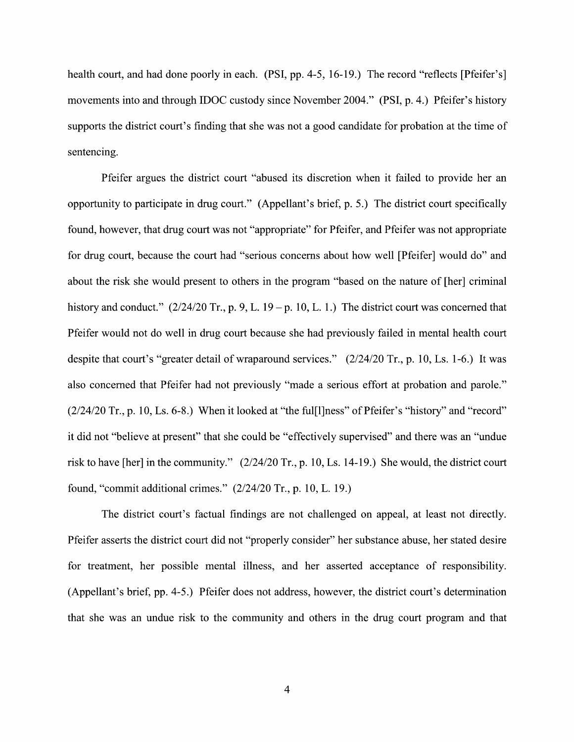health court, and had done poorly in each. (PSI, pp. 4-5, 16-19.) The record "reflects [Pfeifer's] movements into and through IDOC custody since November 2004." (PSI, p. 4.) Pfeifer's history supports the district court's finding that she was not a good candidate for probation at the time of sentencing.

Pfeifer argues the district court "abused its discretion when it failed to provide her an opportunity to participate in drug court." (Appellant's brief, p. 5.) The district court specifically found, however, that drug court was not "appropriate" for Pfeifer, and Pfeifer was not appropriate for drug court, because the court had "serious concerns about how well [Pfeifer] would do" and about the risk she would present to others in the program "based on the nature of [her] criminal history and conduct." (2/24/20 Tr., p. 9, L. 19 – p. 10, L. 1.) The district court was concerned that Pfeifer would not do well in drug court because she had previously failed in mental health court despite that court's "greater detail of wraparound services." (2/24/20 Tr., p. 10, Ls. 1-6.) It was also concerned that Pfeifer had not previously "made a serious effort at probation and parole." (2/24/20 Tr., p. 10, Ls. 6-8.) When it looked at "the ful[l]ness" of Pfeifer's "history" and "record" it did not "believe at present" that she could be "effectively supervised" and there was an "undue risk to have [her] in the community." (2/24/20 Tr., p. 10, Ls. 14-19.) She would, the district court found, "commit additional crimes." (2/24/20 Tr., p. 10, L. 19.)

The district court's factual findings are not challenged on appeal, at least not directly. Pfeifer asserts the district court did not "properly consider" her substance abuse, her stated desire for treatment, her possible mental illness, and her asserted acceptance of responsibility. (Appellant's brief, pp. 4-5.) Pfeifer does not address, however, the district court's determination that she was an undue risk to the community and others in the drug court program and that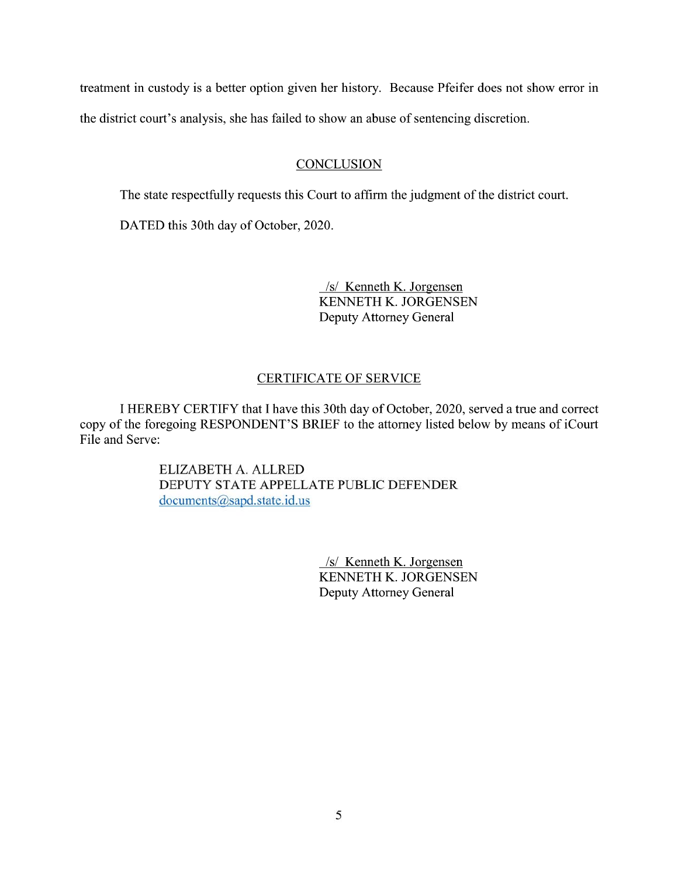treatment in custody is a better option given her history. Because Pfeifer does not show error in the district court's analysis, she has failed to show an abuse of sentencing discretion.

## CONCLUSION

The state respectfully requests this Court to affirm the judgment of the district court.

DATED this 30th day of October, 2020.

/s/ Kenneth K. Jorgensen
KENNETH K. JORGENSEN
Deputy Attorney General

## CERTIFICATE OF SERVICE

I HEREBY CERTIFY that I have this 30th day of October, 2020, served a true and correct copy of the foregoing RESPONDENT'S BRIEF to the attorney listed below by means of iCourt File and Serve:

ELIZABETH A. ALLRED
DEPUTY STATE APPELLATE PUBLIC DEFENDER
documents@sapd.state.id.us

/s/ Kenneth K. Jorgensen
KENNETH K. JORGENSEN
Deputy Attorney General